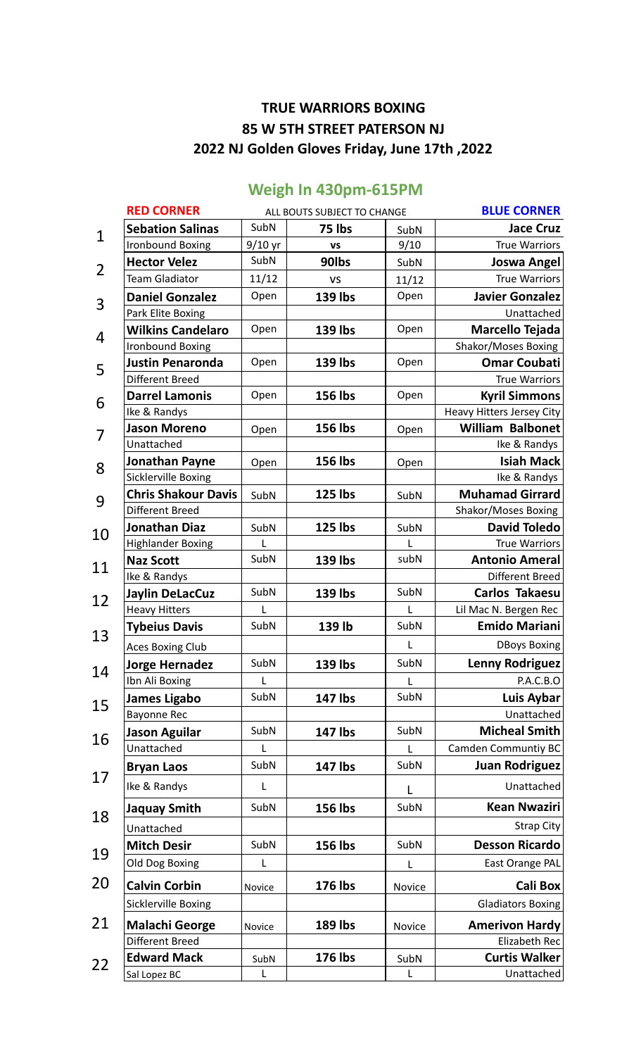# TRUE WARRIORS BOXING
# 85 W 5TH STREET PATERSON NJ
# 2022 NJ Golden Gloves Friday, June 17th ,2022

## Weigh In 430pm-615PM

| # | RED CORNER | | ALL BOUTS SUBJECT TO CHANGE | | BLUE CORNER |
|---|---|---|---|---|---|
| 1 | **Sebation Salinas** | SubN | **75 lbs** | SubN | **Jace Cruz** |
| | Ironbound Boxing | 9/10 yr | **vs** | 9/10 | True Warriors |
| 2 | **Hector Velez** | SubN | **90lbs** | SubN | **Joswa Angel** |
| | Team Gladiator | 11/12 | vs | 11/12 | True Warriors |
| 3 | **Daniel Gonzalez** | Open | **139 lbs** | Open | **Javier Gonzalez** |
| | Park Elite Boxing | | | | Unattached |
| 4 | **Wilkins Candelaro** | Open | **139 lbs** | Open | **Marcello Tejada** |
| | Ironbound Boxing | | | | Shakor/Moses Boxing |
| 5 | **Justin Penaronda** | Open | **139 lbs** | Open | **Omar Coubati** |
| | Different Breed | | | | True Warriors |
| 6 | **Darrel Lamonis** | Open | **156 lbs** | Open | **Kyril Simmons** |
| | Ike & Randys | | | | Heavy Hitters Jersey City |
| 7 | **Jason Moreno** | Open | **156 lbs** | Open | **William Balbonet** |
| | Unattached | | | | Ike & Randys |
| 8 | **Jonathan Payne** | Open | **156 lbs** | Open | **Isiah Mack** |
| | Sicklerville Boxing | | | | Ike & Randys |
| 9 | **Chris Shakour Davis** | SubN | **125 lbs** | SubN | **Muhamad Girrard** |
| | Different Breed | | | | Shakor/Moses Boxing |
| 10 | **Jonathan Diaz** | SubN | **125 lbs** | SubN | **David Toledo** |
| | Highlander Boxing | L | | L | True Warriors |
| 11 | **Naz Scott** | SubN | **139 lbs** | subN | **Antonio Ameral** |
| | Ike & Randys | | | | Different Breed |
| 12 | **Jaylin DeLacCuz** | SubN | **139 lbs** | SubN | **Carlos Takaesu** |
| | Heavy Hitters | L | | L | Lil Mac N. Bergen Rec |
| 13 | **Tybeius Davis** | SubN | **139 lb** | SubN | **Emido Mariani** |
| | Aces Boxing Club | | | L | DBoys Boxing |
| 14 | **Jorge Hernadez** | SubN | **139 lbs** | SubN | **Lenny Rodriguez** |
| | Ibn Ali Boxing | L | | L | P.A.C.B.O |
| 15 | **James Ligabo** | SubN | **147 lbs** | SubN | **Luis Aybar** |
| | Bayonne Rec | | | | Unattached |
| 16 | **Jason Aguilar** | SubN | **147 lbs** | SubN | **Micheal Smith** |
| | Unattached | L | | L | Camden Communtiy BC |
| 17 | **Bryan Laos** | SubN | **147 lbs** | SubN | **Juan Rodriguez** |
| | Ike & Randys | L | | L | Unattached |
| 18 | **Jaquay Smith** | SubN | **156 lbs** | SubN | **Kean Nwaziri** |
| | Unattached | | | | Strap City |
| 19 | **Mitch Desir** | SubN | **156 lbs** | SubN | **Desson Ricardo** |
| | Old Dog Boxing | L | | L | East Orange PAL |
| 20 | **Calvin Corbin** | Novice | **176 lbs** | Novice | **Cali Box** |
| | Sicklerville Boxing | | | | Gladiators Boxing |
| 21 | **Malachi George** | Novice | **189 lbs** | Novice | **Amerivon Hardy** |
| | Different Breed | | | | Elizabeth Rec |
| 22 | **Edward Mack** | SubN | **176 lbs** | SubN | **Curtis Walker** |
| | Sal Lopez BC | L | | L | Unattached |